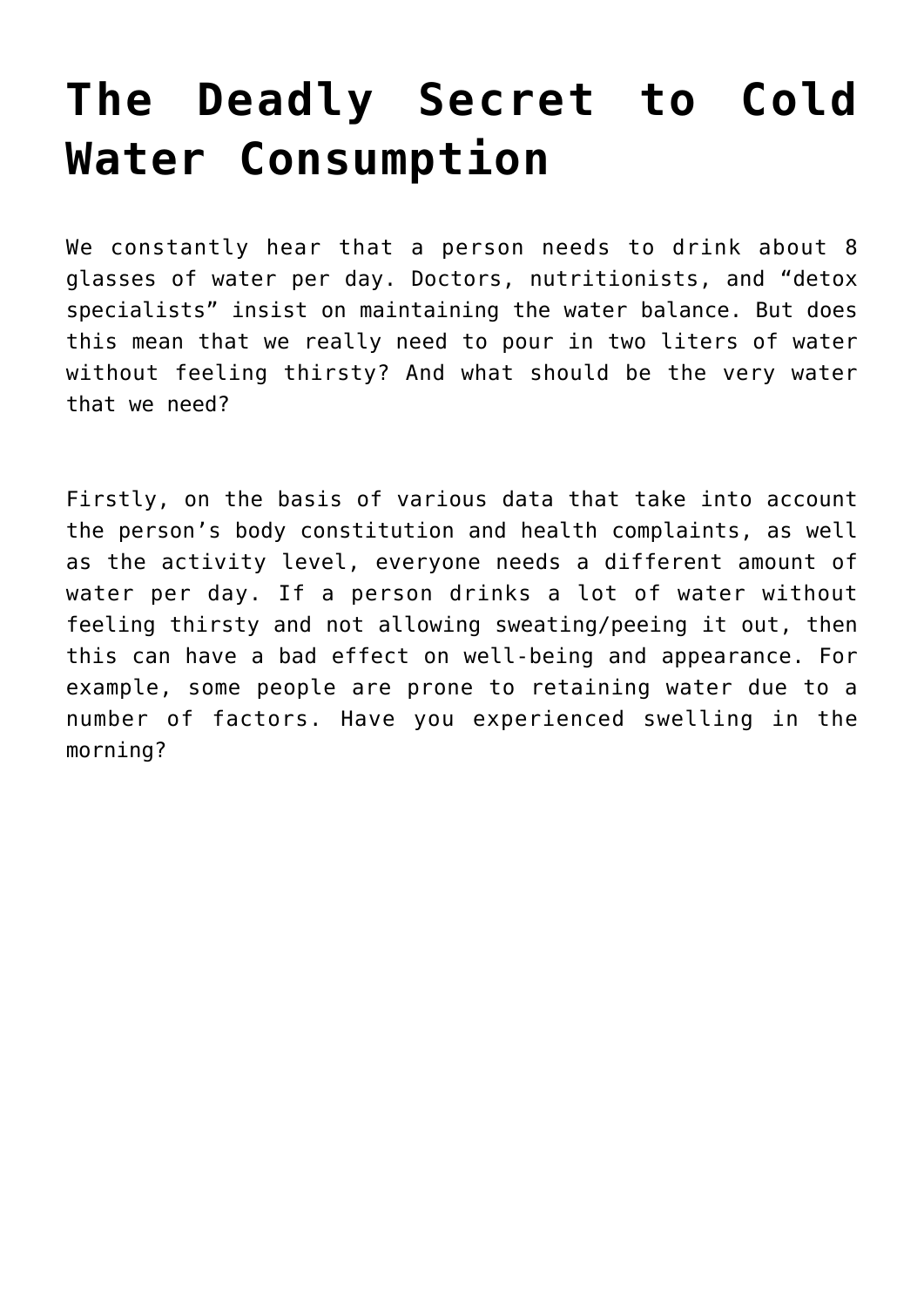# The Deadly Secret to Cold Water Consumption

We constantly hear that a person needs to drink about 8 glasses of water per day. Doctors, nutritionists, and “detox specialists” insist on maintaining the water balance. But does this mean that we really need to pour in two liters of water without feeling thirsty? And what should be the very water that we need?

Firstly, on the basis of various data that take into account the person’s body constitution and health complaints, as well as the activity level, everyone needs a different amount of water per day. If a person drinks a lot of water without feeling thirsty and not allowing sweating/peeing it out, then this can have a bad effect on well-being and appearance. For example, some people are prone to retaining water due to a number of factors. Have you experienced swelling in the morning?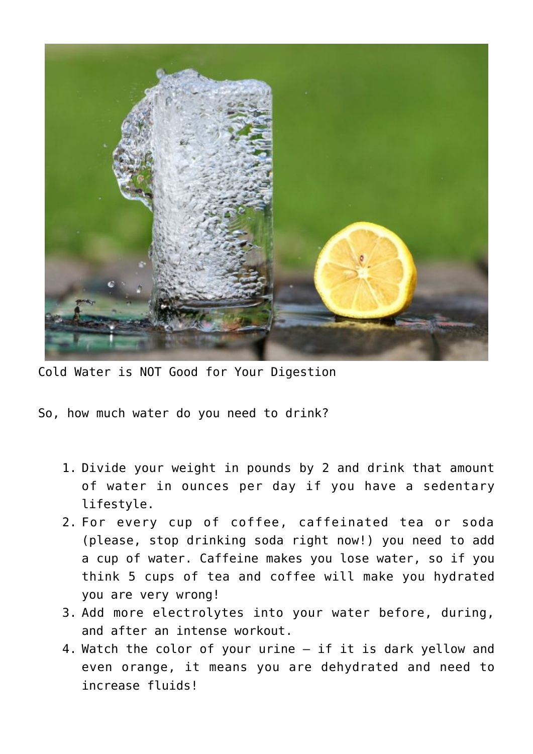Cold Water is NOT Good for Your Digestion

So, how much water do you need to drink?

1. Divide your weight in pounds by 2 and drink that amount of water in ounces per day if you have a sedentary lifestyle.
2. For every cup of coffee, caffeinated tea or soda (please, stop drinking soda right now!) you need to add a cup of water. Caffeine makes you lose water, so if you think 5 cups of tea and coffee will make you hydrated you are very wrong!
3. Add more electrolytes into your water before, during, and after an intense workout.
4. Watch the color of your urine – if it is dark yellow and even orange, it means you are dehydrated and need to increase fluids!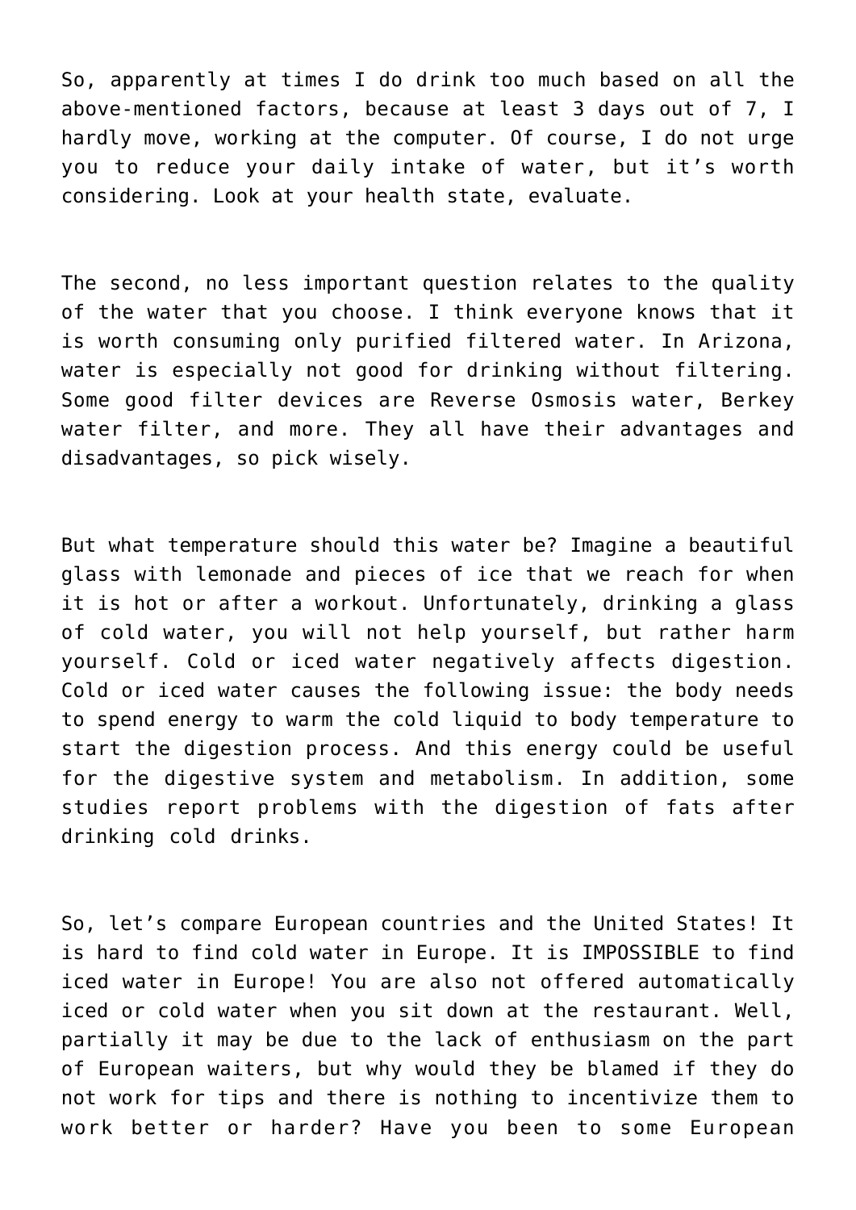So, apparently at times I do drink too much based on all the above-mentioned factors, because at least 3 days out of 7, I hardly move, working at the computer. Of course, I do not urge you to reduce your daily intake of water, but it's worth considering. Look at your health state, evaluate.

The second, no less important question relates to the quality of the water that you choose. I think everyone knows that it is worth consuming only purified filtered water. In Arizona, water is especially not good for drinking without filtering. Some good filter devices are Reverse Osmosis water, Berkey water filter, and more. They all have their advantages and disadvantages, so pick wisely.

But what temperature should this water be? Imagine a beautiful glass with lemonade and pieces of ice that we reach for when it is hot or after a workout. Unfortunately, drinking a glass of cold water, you will not help yourself, but rather harm yourself. Cold or iced water negatively affects digestion. Cold or iced water causes the following issue: the body needs to spend energy to warm the cold liquid to body temperature to start the digestion process. And this energy could be useful for the digestive system and metabolism. In addition, some studies report problems with the digestion of fats after drinking cold drinks.

So, let's compare European countries and the United States! It is hard to find cold water in Europe. It is IMPOSSIBLE to find iced water in Europe! You are also not offered automatically iced or cold water when you sit down at the restaurant. Well, partially it may be due to the lack of enthusiasm on the part of European waiters, but why would they be blamed if they do not work for tips and there is nothing to incentivize them to work better or harder? Have you been to some European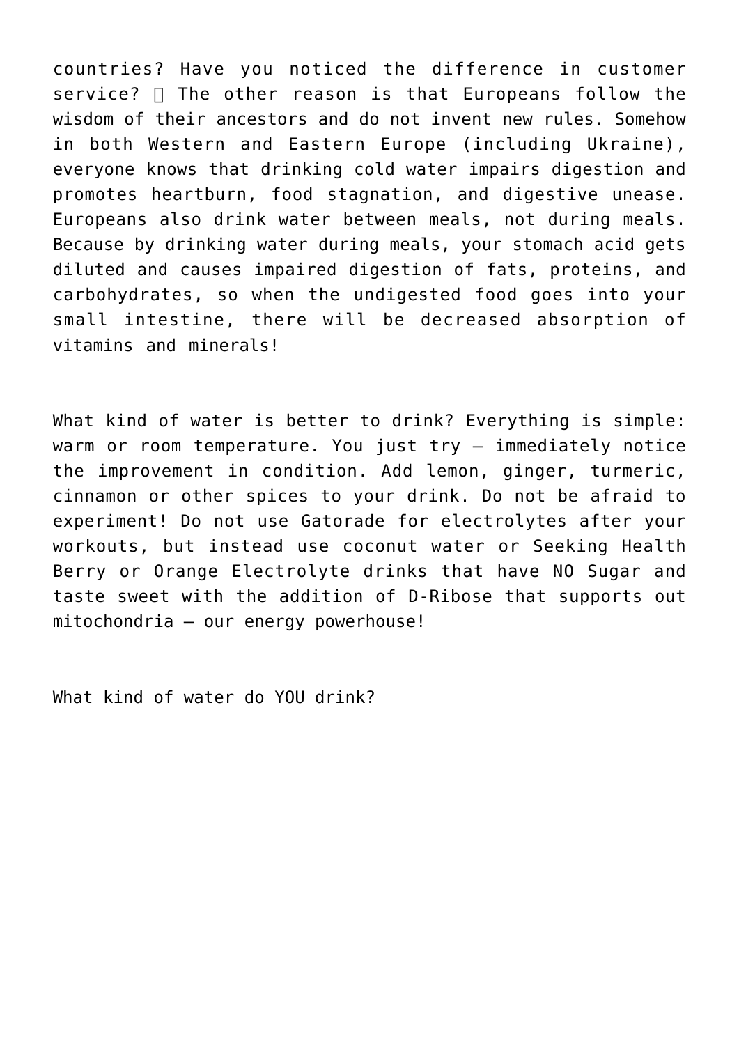countries? Have you noticed the difference in customer service? 🙂 The other reason is that Europeans follow the wisdom of their ancestors and do not invent new rules. Somehow in both Western and Eastern Europe (including Ukraine), everyone knows that drinking cold water impairs digestion and promotes heartburn, food stagnation, and digestive unease. Europeans also drink water between meals, not during meals. Because by drinking water during meals, your stomach acid gets diluted and causes impaired digestion of fats, proteins, and carbohydrates, so when the undigested food goes into your small intestine, there will be decreased absorption of vitamins and minerals!

What kind of water is better to drink? Everything is simple: warm or room temperature. You just try – immediately notice the improvement in condition. Add lemon, ginger, turmeric, cinnamon or other spices to your drink. Do not be afraid to experiment! Do not use Gatorade for electrolytes after your workouts, but instead use coconut water or Seeking Health Berry or Orange Electrolyte drinks that have NO Sugar and taste sweet with the addition of D-Ribose that supports out mitochondria – our energy powerhouse!

What kind of water do YOU drink?